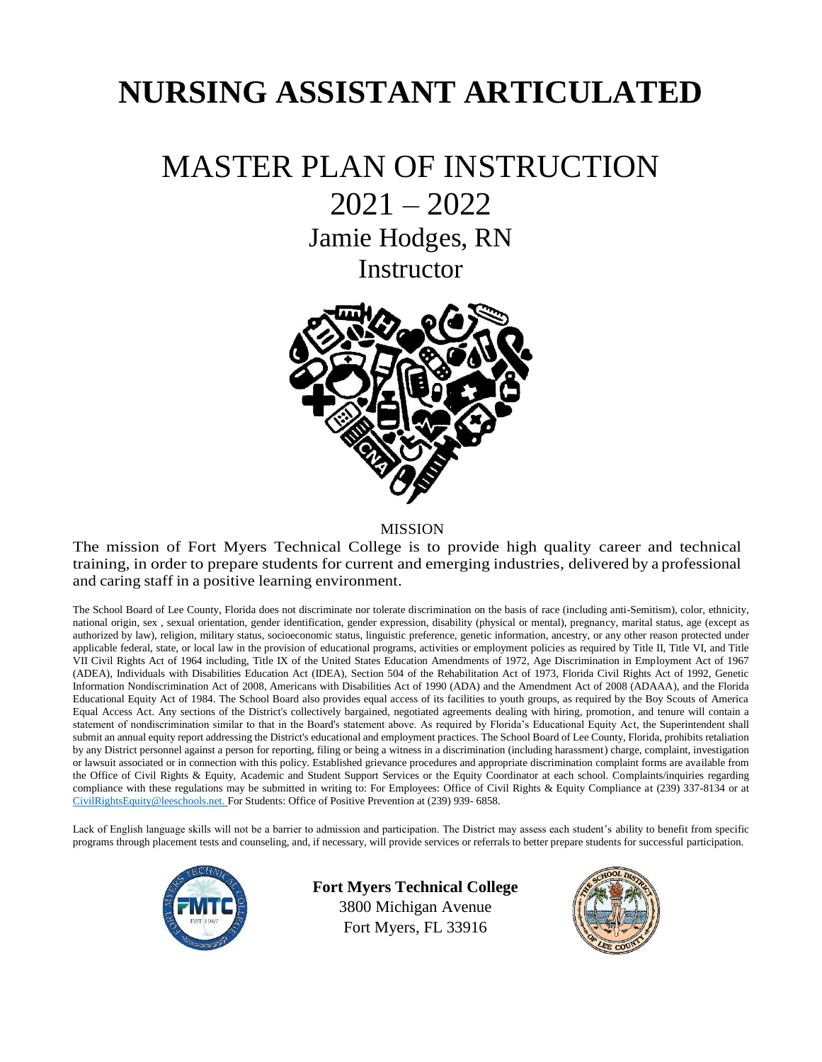# NURSING ASSISTANT ARTICULATED

# MASTER PLAN OF INSTRUCTION

## 2021 – 2022

## Jamie Hodges, RN

## Instructor

MISSION

The mission of Fort Myers Technical College is to provide high quality career and technical training, in order to prepare students for current and emerging industries, delivered by a professional and caring staff in a positive learning environment.

The School Board of Lee County, Florida does not discriminate nor tolerate discrimination on the basis of race (including anti-Semitism), color, ethnicity, national origin, sex , sexual orientation, gender identification, gender expression, disability (physical or mental), pregnancy, marital status, age (except as authorized by law), religion, military status, socioeconomic status, linguistic preference, genetic information, ancestry, or any other reason protected under applicable federal, state, or local law in the provision of educational programs, activities or employment policies as required by Title II, Title VI, and Title VII Civil Rights Act of 1964 including, Title IX of the United States Education Amendments of 1972, Age Discrimination in Employment Act of 1967 (ADEA), Individuals with Disabilities Education Act (IDEA), Section 504 of the Rehabilitation Act of 1973, Florida Civil Rights Act of 1992, Genetic Information Nondiscrimination Act of 2008, Americans with Disabilities Act of 1990 (ADA) and the Amendment Act of 2008 (ADAAA), and the Florida Educational Equity Act of 1984. The School Board also provides equal access of its facilities to youth groups, as required by the Boy Scouts of America Equal Access Act. Any sections of the District's collectively bargained, negotiated agreements dealing with hiring, promotion, and tenure will contain a statement of nondiscrimination similar to that in the Board's statement above. As required by Florida's Educational Equity Act, the Superintendent shall submit an annual equity report addressing the District's educational and employment practices. The School Board of Lee County, Florida, prohibits retaliation by any District personnel against a person for reporting, filing or being a witness in a discrimination (including harassment) charge, complaint, investigation or lawsuit associated or in connection with this policy. Established grievance procedures and appropriate discrimination complaint forms are available from the Office of Civil Rights & Equity, Academic and Student Support Services or the Equity Coordinator at each school. Complaints/inquiries regarding compliance with these regulations may be submitted in writing to: For Employees: Office of Civil Rights & Equity Compliance at (239) 337-8134 or at CivilRightsEquity@leeschools.net. For Students: Office of Positive Prevention at (239) 939- 6858.

Lack of English language skills will not be a barrier to admission and participation. The District may assess each student's ability to benefit from specific programs through placement tests and counseling, and, if necessary, will provide services or referrals to better prepare students for successful participation.

**Fort Myers Technical College**
3800 Michigan Avenue
Fort Myers, FL 33916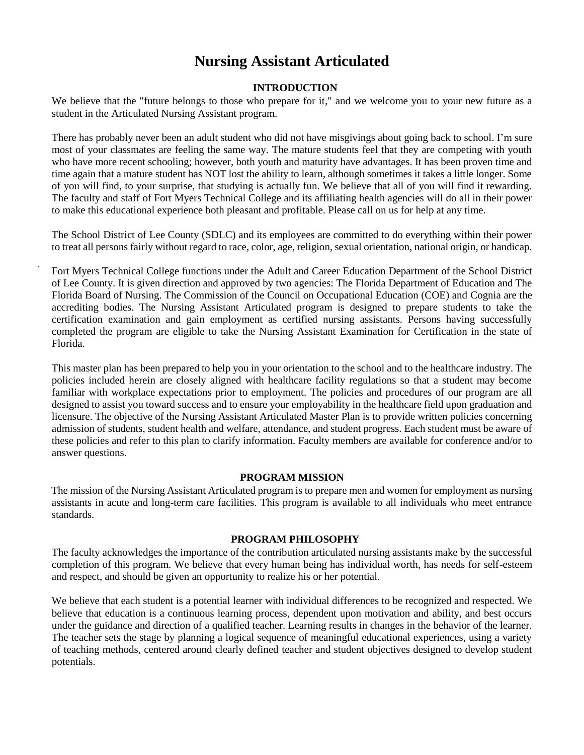# Nursing Assistant Articulated

## INTRODUCTION

We believe that the "future belongs to those who prepare for it," and we welcome you to your new future as a student in the Articulated Nursing Assistant program.

There has probably never been an adult student who did not have misgivings about going back to school. I'm sure most of your classmates are feeling the same way. The mature students feel that they are competing with youth who have more recent schooling; however, both youth and maturity have advantages. It has been proven time and time again that a mature student has NOT lost the ability to learn, although sometimes it takes a little longer. Some of you will find, to your surprise, that studying is actually fun. We believe that all of you will find it rewarding. The faculty and staff of Fort Myers Technical College and its affiliating health agencies will do all in their power to make this educational experience both pleasant and profitable. Please call on us for help at any time.

The School District of Lee County (SDLC) and its employees are committed to do everything within their power to treat all persons fairly without regard to race, color, age, religion, sexual orientation, national origin, or handicap.

Fort Myers Technical College functions under the Adult and Career Education Department of the School District of Lee County. It is given direction and approved by two agencies: The Florida Department of Education and The Florida Board of Nursing. The Commission of the Council on Occupational Education (COE) and Cognia are the accrediting bodies. The Nursing Assistant Articulated program is designed to prepare students to take the certification examination and gain employment as certified nursing assistants. Persons having successfully completed the program are eligible to take the Nursing Assistant Examination for Certification in the state of Florida.

This master plan has been prepared to help you in your orientation to the school and to the healthcare industry. The policies included herein are closely aligned with healthcare facility regulations so that a student may become familiar with workplace expectations prior to employment. The policies and procedures of our program are all designed to assist you toward success and to ensure your employability in the healthcare field upon graduation and licensure. The objective of the Nursing Assistant Articulated Master Plan is to provide written policies concerning admission of students, student health and welfare, attendance, and student progress. Each student must be aware of these policies and refer to this plan to clarify information. Faculty members are available for conference and/or to answer questions.

## PROGRAM MISSION

The mission of the Nursing Assistant Articulated program is to prepare men and women for employment as nursing assistants in acute and long-term care facilities. This program is available to all individuals who meet entrance standards.

## PROGRAM PHILOSOPHY

The faculty acknowledges the importance of the contribution articulated nursing assistants make by the successful completion of this program. We believe that every human being has individual worth, has needs for self-esteem and respect, and should be given an opportunity to realize his or her potential.

We believe that each student is a potential learner with individual differences to be recognized and respected. We believe that education is a continuous learning process, dependent upon motivation and ability, and best occurs under the guidance and direction of a qualified teacher. Learning results in changes in the behavior of the learner. The teacher sets the stage by planning a logical sequence of meaningful educational experiences, using a variety of teaching methods, centered around clearly defined teacher and student objectives designed to develop student potentials.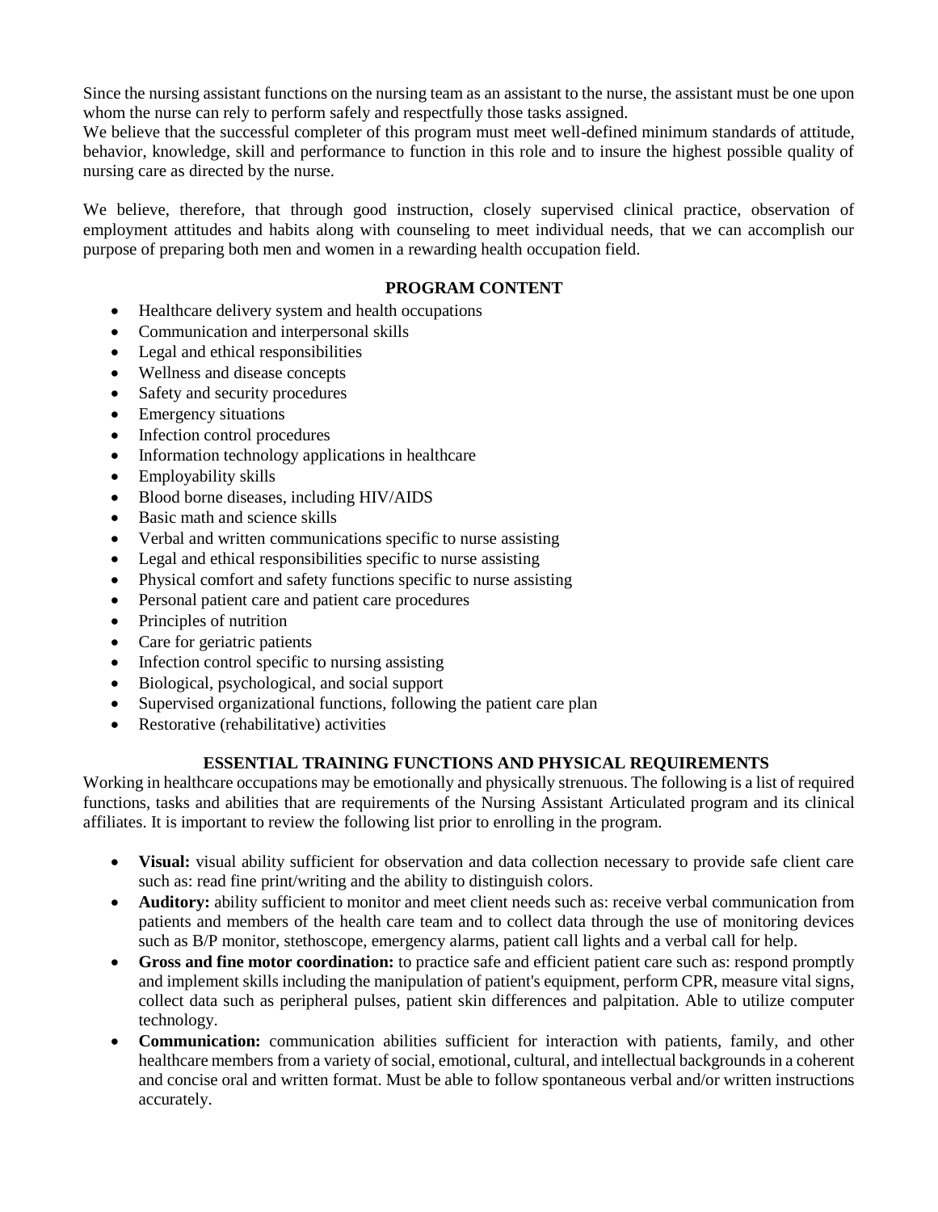Since the nursing assistant functions on the nursing team as an assistant to the nurse, the assistant must be one upon whom the nurse can rely to perform safely and respectfully those tasks assigned.
We believe that the successful completer of this program must meet well-defined minimum standards of attitude, behavior, knowledge, skill and performance to function in this role and to insure the highest possible quality of nursing care as directed by the nurse.

We believe, therefore, that through good instruction, closely supervised clinical practice, observation of employment attitudes and habits along with counseling to meet individual needs, that we can accomplish our purpose of preparing both men and women in a rewarding health occupation field.

## PROGRAM CONTENT

- Healthcare delivery system and health occupations
- Communication and interpersonal skills
- Legal and ethical responsibilities
- Wellness and disease concepts
- Safety and security procedures
- Emergency situations
- Infection control procedures
- Information technology applications in healthcare
- Employability skills
- Blood borne diseases, including HIV/AIDS
- Basic math and science skills
- Verbal and written communications specific to nurse assisting
- Legal and ethical responsibilities specific to nurse assisting
- Physical comfort and safety functions specific to nurse assisting
- Personal patient care and patient care procedures
- Principles of nutrition
- Care for geriatric patients
- Infection control specific to nursing assisting
- Biological, psychological, and social support
- Supervised organizational functions, following the patient care plan
- Restorative (rehabilitative) activities

## ESSENTIAL TRAINING FUNCTIONS AND PHYSICAL REQUIREMENTS

Working in healthcare occupations may be emotionally and physically strenuous. The following is a list of required functions, tasks and abilities that are requirements of the Nursing Assistant Articulated program and its clinical affiliates. It is important to review the following list prior to enrolling in the program.

- **Visual:** visual ability sufficient for observation and data collection necessary to provide safe client care such as: read fine print/writing and the ability to distinguish colors.
- **Auditory:** ability sufficient to monitor and meet client needs such as: receive verbal communication from patients and members of the health care team and to collect data through the use of monitoring devices such as B/P monitor, stethoscope, emergency alarms, patient call lights and a verbal call for help.
- **Gross and fine motor coordination:** to practice safe and efficient patient care such as: respond promptly and implement skills including the manipulation of patient's equipment, perform CPR, measure vital signs, collect data such as peripheral pulses, patient skin differences and palpitation. Able to utilize computer technology.
- **Communication:** communication abilities sufficient for interaction with patients, family, and other healthcare members from a variety of social, emotional, cultural, and intellectual backgrounds in a coherent and concise oral and written format. Must be able to follow spontaneous verbal and/or written instructions accurately.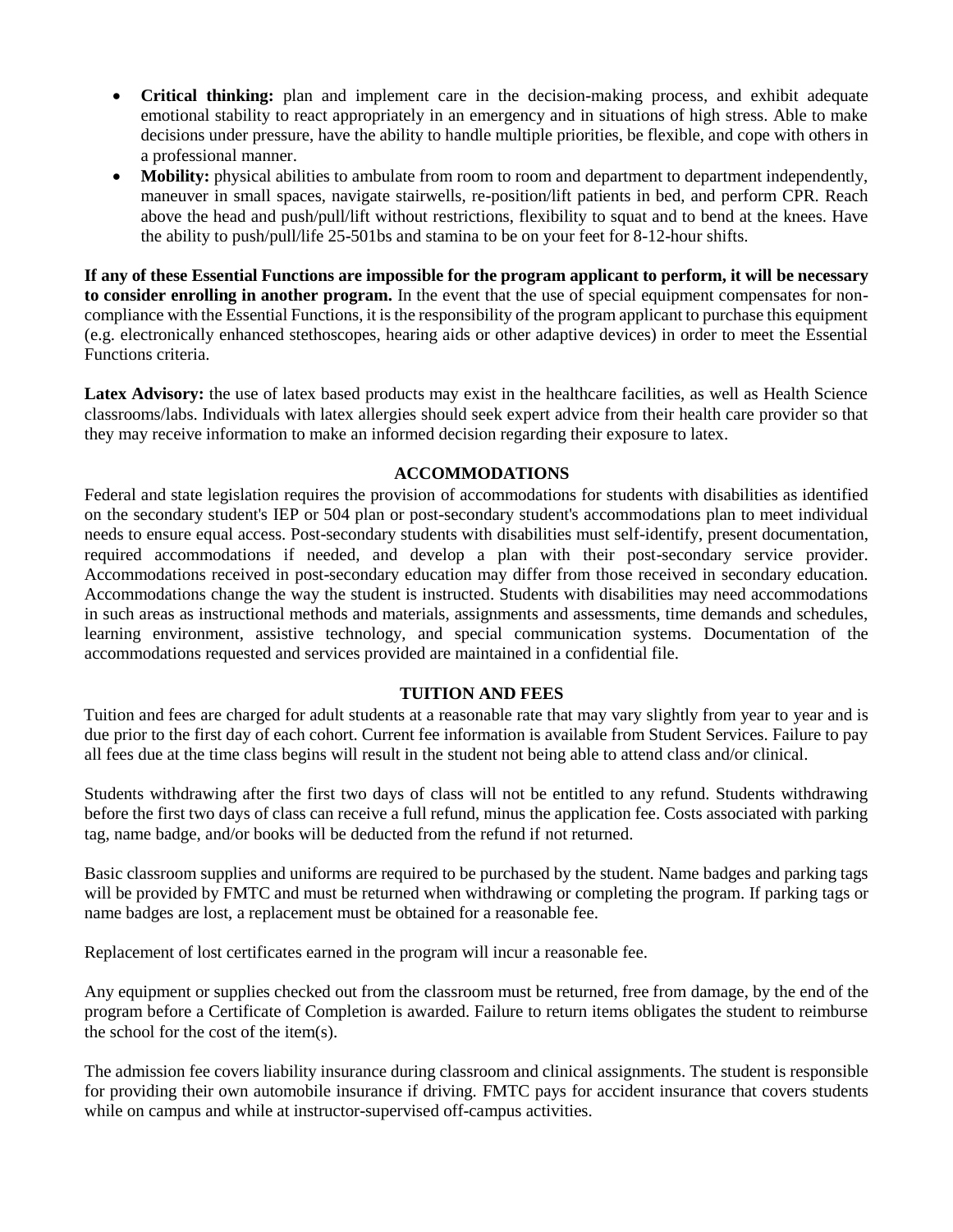- **Critical thinking:** plan and implement care in the decision-making process, and exhibit adequate emotional stability to react appropriately in an emergency and in situations of high stress. Able to make decisions under pressure, have the ability to handle multiple priorities, be flexible, and cope with others in a professional manner.
- **Mobility:** physical abilities to ambulate from room to room and department to department independently, maneuver in small spaces, navigate stairwells, re-position/lift patients in bed, and perform CPR. Reach above the head and push/pull/lift without restrictions, flexibility to squat and to bend at the knees. Have the ability to push/pull/life 25-501bs and stamina to be on your feet for 8-12-hour shifts.

**If any of these Essential Functions are impossible for the program applicant to perform, it will be necessary to consider enrolling in another program.** In the event that the use of special equipment compensates for non-compliance with the Essential Functions, it is the responsibility of the program applicant to purchase this equipment (e.g. electronically enhanced stethoscopes, hearing aids or other adaptive devices) in order to meet the Essential Functions criteria.

**Latex Advisory:** the use of latex based products may exist in the healthcare facilities, as well as Health Science classrooms/labs. Individuals with latex allergies should seek expert advice from their health care provider so that they may receive information to make an informed decision regarding their exposure to latex.

## ACCOMMODATIONS

Federal and state legislation requires the provision of accommodations for students with disabilities as identified on the secondary student's IEP or 504 plan or post-secondary student's accommodations plan to meet individual needs to ensure equal access. Post-secondary students with disabilities must self-identify, present documentation, required accommodations if needed, and develop a plan with their post-secondary service provider. Accommodations received in post-secondary education may differ from those received in secondary education. Accommodations change the way the student is instructed. Students with disabilities may need accommodations in such areas as instructional methods and materials, assignments and assessments, time demands and schedules, learning environment, assistive technology, and special communication systems. Documentation of the accommodations requested and services provided are maintained in a confidential file.

## TUITION AND FEES

Tuition and fees are charged for adult students at a reasonable rate that may vary slightly from year to year and is due prior to the first day of each cohort. Current fee information is available from Student Services. Failure to pay all fees due at the time class begins will result in the student not being able to attend class and/or clinical.

Students withdrawing after the first two days of class will not be entitled to any refund. Students withdrawing before the first two days of class can receive a full refund, minus the application fee. Costs associated with parking tag, name badge, and/or books will be deducted from the refund if not returned.

Basic classroom supplies and uniforms are required to be purchased by the student. Name badges and parking tags will be provided by FMTC and must be returned when withdrawing or completing the program. If parking tags or name badges are lost, a replacement must be obtained for a reasonable fee.

Replacement of lost certificates earned in the program will incur a reasonable fee.

Any equipment or supplies checked out from the classroom must be returned, free from damage, by the end of the program before a Certificate of Completion is awarded. Failure to return items obligates the student to reimburse the school for the cost of the item(s).

The admission fee covers liability insurance during classroom and clinical assignments. The student is responsible for providing their own automobile insurance if driving. FMTC pays for accident insurance that covers students while on campus and while at instructor-supervised off-campus activities.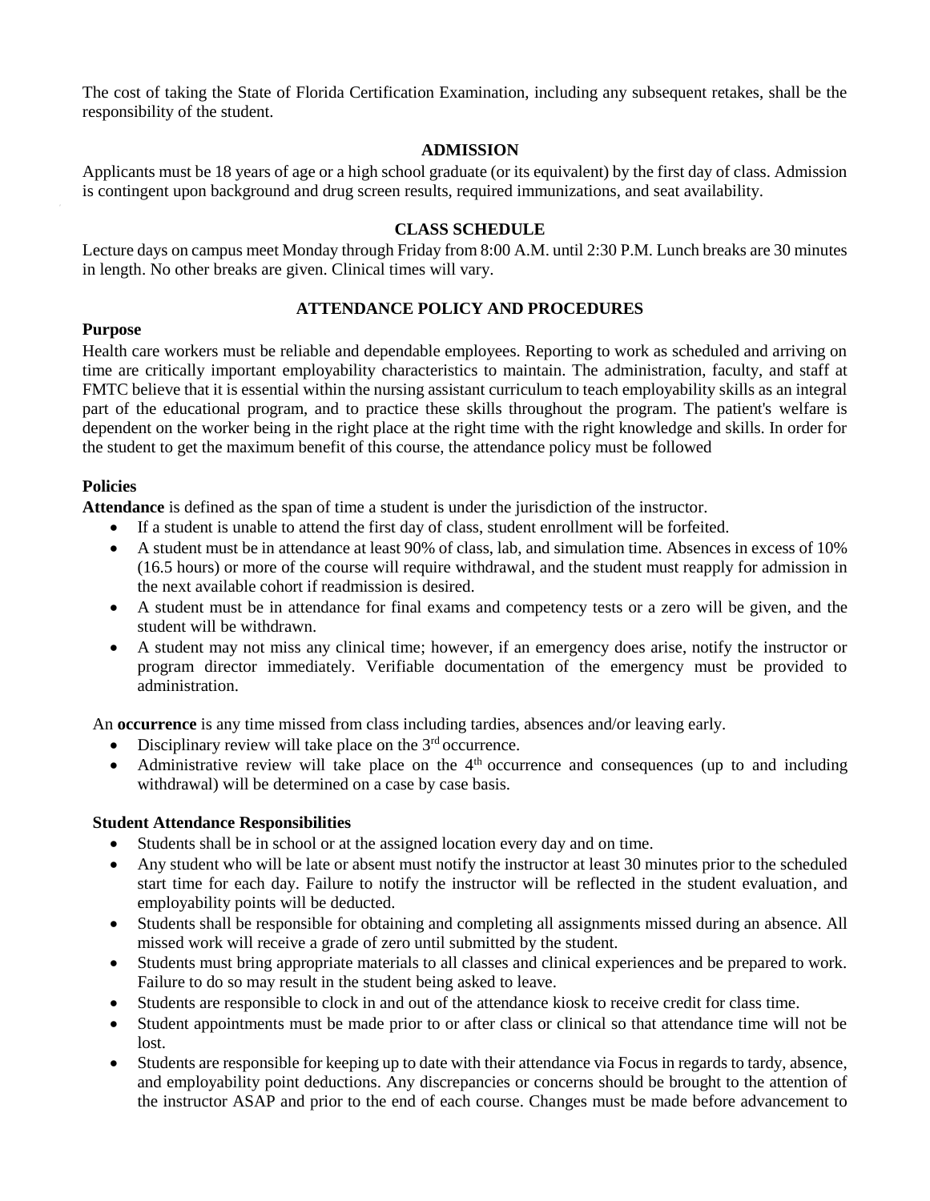The cost of taking the State of Florida Certification Examination, including any subsequent retakes, shall be the responsibility of the student.

## ADMISSION

Applicants must be 18 years of age or a high school graduate (or its equivalent) by the first day of class. Admission is contingent upon background and drug screen results, required immunizations, and seat availability.

## CLASS SCHEDULE

Lecture days on campus meet Monday through Friday from 8:00 A.M. until 2:30 P.M. Lunch breaks are 30 minutes in length. No other breaks are given. Clinical times will vary.

## ATTENDANCE POLICY AND PROCEDURES

**Purpose**

Health care workers must be reliable and dependable employees. Reporting to work as scheduled and arriving on time are critically important employability characteristics to maintain. The administration, faculty, and staff at FMTC believe that it is essential within the nursing assistant curriculum to teach employability skills as an integral part of the educational program, and to practice these skills throughout the program. The patient's welfare is dependent on the worker being in the right place at the right time with the right knowledge and skills. In order for the student to get the maximum benefit of this course, the attendance policy must be followed

**Policies**

**Attendance** is defined as the span of time a student is under the jurisdiction of the instructor.

- If a student is unable to attend the first day of class, student enrollment will be forfeited.
- A student must be in attendance at least 90% of class, lab, and simulation time. Absences in excess of 10% (16.5 hours) or more of the course will require withdrawal, and the student must reapply for admission in the next available cohort if readmission is desired.
- A student must be in attendance for final exams and competency tests or a zero will be given, and the student will be withdrawn.
- A student may not miss any clinical time; however, if an emergency does arise, notify the instructor or program director immediately. Verifiable documentation of the emergency must be provided to administration.

An **occurrence** is any time missed from class including tardies, absences and/or leaving early.

- Disciplinary review will take place on the 3rd occurrence.
- Administrative review will take place on the 4th occurrence and consequences (up to and including withdrawal) will be determined on a case by case basis.

**Student Attendance Responsibilities**

- Students shall be in school or at the assigned location every day and on time.
- Any student who will be late or absent must notify the instructor at least 30 minutes prior to the scheduled start time for each day. Failure to notify the instructor will be reflected in the student evaluation, and employability points will be deducted.
- Students shall be responsible for obtaining and completing all assignments missed during an absence. All missed work will receive a grade of zero until submitted by the student.
- Students must bring appropriate materials to all classes and clinical experiences and be prepared to work. Failure to do so may result in the student being asked to leave.
- Students are responsible to clock in and out of the attendance kiosk to receive credit for class time.
- Student appointments must be made prior to or after class or clinical so that attendance time will not be lost.
- Students are responsible for keeping up to date with their attendance via Focus in regards to tardy, absence, and employability point deductions. Any discrepancies or concerns should be brought to the attention of the instructor ASAP and prior to the end of each course. Changes must be made before advancement to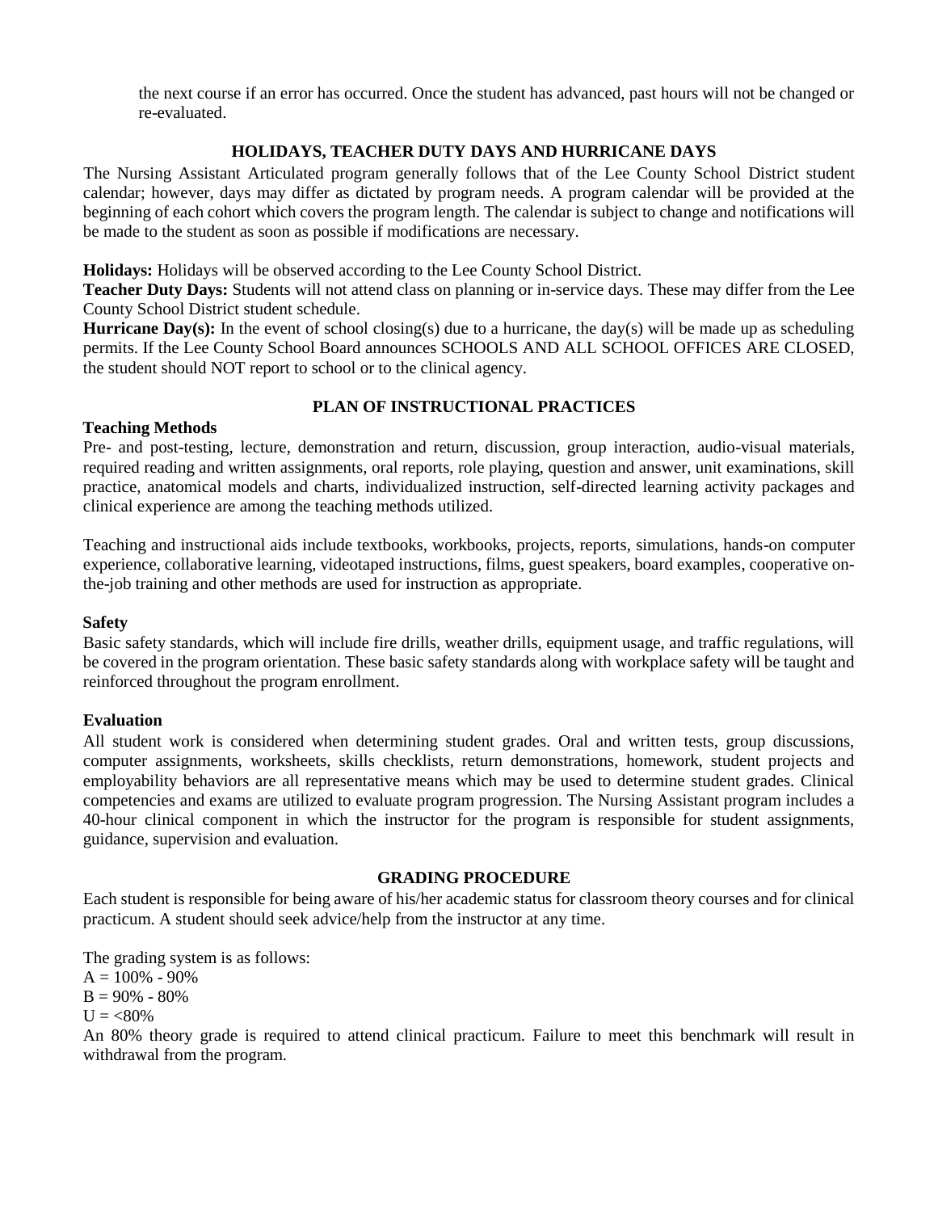the next course if an error has occurred. Once the student has advanced, past hours will not be changed or re-evaluated.

## HOLIDAYS, TEACHER DUTY DAYS AND HURRICANE DAYS

The Nursing Assistant Articulated program generally follows that of the Lee County School District student calendar; however, days may differ as dictated by program needs. A program calendar will be provided at the beginning of each cohort which covers the program length. The calendar is subject to change and notifications will be made to the student as soon as possible if modifications are necessary.

**Holidays:** Holidays will be observed according to the Lee County School District.
**Teacher Duty Days:** Students will not attend class on planning or in-service days. These may differ from the Lee County School District student schedule.
**Hurricane Day(s):** In the event of school closing(s) due to a hurricane, the day(s) will be made up as scheduling permits. If the Lee County School Board announces SCHOOLS AND ALL SCHOOL OFFICES ARE CLOSED, the student should NOT report to school or to the clinical agency.

## PLAN OF INSTRUCTIONAL PRACTICES

### Teaching Methods

Pre- and post-testing, lecture, demonstration and return, discussion, group interaction, audio-visual materials, required reading and written assignments, oral reports, role playing, question and answer, unit examinations, skill practice, anatomical models and charts, individualized instruction, self-directed learning activity packages and clinical experience are among the teaching methods utilized.

Teaching and instructional aids include textbooks, workbooks, projects, reports, simulations, hands-on computer experience, collaborative learning, videotaped instructions, films, guest speakers, board examples, cooperative on-the-job training and other methods are used for instruction as appropriate.

### Safety

Basic safety standards, which will include fire drills, weather drills, equipment usage, and traffic regulations, will be covered in the program orientation. These basic safety standards along with workplace safety will be taught and reinforced throughout the program enrollment.

### Evaluation

All student work is considered when determining student grades. Oral and written tests, group discussions, computer assignments, worksheets, skills checklists, return demonstrations, homework, student projects and employability behaviors are all representative means which may be used to determine student grades. Clinical competencies and exams are utilized to evaluate program progression. The Nursing Assistant program includes a 40-hour clinical component in which the instructor for the program is responsible for student assignments, guidance, supervision and evaluation.

## GRADING PROCEDURE

Each student is responsible for being aware of his/her academic status for classroom theory courses and for clinical practicum. A student should seek advice/help from the instructor at any time.

The grading system is as follows:
A = 100% - 90%
B = 90% - 80%
U = <80%
An 80% theory grade is required to attend clinical practicum. Failure to meet this benchmark will result in withdrawal from the program.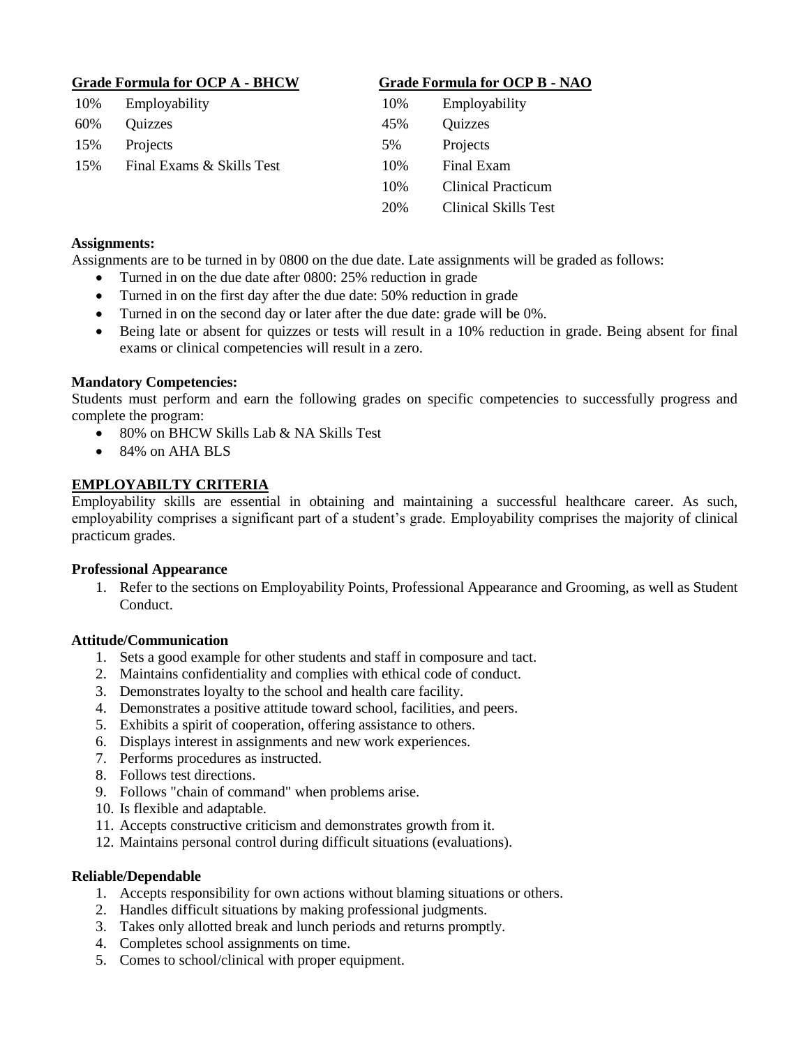**Grade Formula for OCP A - BHCW**

| | |
|---|---|
| 10% | Employability |
| 60% | Quizzes |
| 15% | Projects |
| 15% | Final Exams & Skills Test |

**Grade Formula for OCP B - NAO**

| | |
|---|---|
| 10% | Employability |
| 45% | Quizzes |
| 5% | Projects |
| 10% | Final Exam |
| 10% | Clinical Practicum |
| 20% | Clinical Skills Test |

**Assignments:**

Assignments are to be turned in by 0800 on the due date. Late assignments will be graded as follows:

- Turned in on the due date after 0800: 25% reduction in grade
- Turned in on the first day after the due date: 50% reduction in grade
- Turned in on the second day or later after the due date: grade will be 0%.
- Being late or absent for quizzes or tests will result in a 10% reduction in grade. Being absent for final exams or clinical competencies will result in a zero.

**Mandatory Competencies:**

Students must perform and earn the following grades on specific competencies to successfully progress and complete the program:

- 80% on BHCW Skills Lab & NA Skills Test
- 84% on AHA BLS

## EMPLOYABILTY CRITERIA

Employability skills are essential in obtaining and maintaining a successful healthcare career. As such, employability comprises a significant part of a student's grade. Employability comprises the majority of clinical practicum grades.

**Professional Appearance**

1. Refer to the sections on Employability Points, Professional Appearance and Grooming, as well as Student Conduct.

**Attitude/Communication**

1. Sets a good example for other students and staff in composure and tact.
2. Maintains confidentiality and complies with ethical code of conduct.
3. Demonstrates loyalty to the school and health care facility.
4. Demonstrates a positive attitude toward school, facilities, and peers.
5. Exhibits a spirit of cooperation, offering assistance to others.
6. Displays interest in assignments and new work experiences.
7. Performs procedures as instructed.
8. Follows test directions.
9. Follows "chain of command" when problems arise.
10. Is flexible and adaptable.
11. Accepts constructive criticism and demonstrates growth from it.
12. Maintains personal control during difficult situations (evaluations).

**Reliable/Dependable**

1. Accepts responsibility for own actions without blaming situations or others.
2. Handles difficult situations by making professional judgments.
3. Takes only allotted break and lunch periods and returns promptly.
4. Completes school assignments on time.
5. Comes to school/clinical with proper equipment.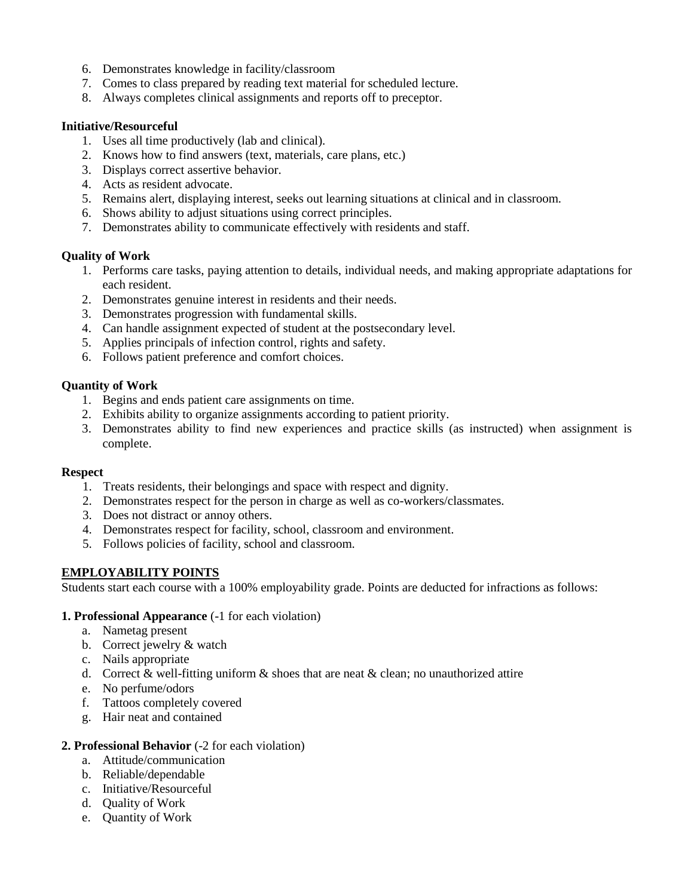6. Demonstrates knowledge in facility/classroom
7. Comes to class prepared by reading text material for scheduled lecture.
8. Always completes clinical assignments and reports off to preceptor.

**Initiative/Resourceful**

1. Uses all time productively (lab and clinical).
2. Knows how to find answers (text, materials, care plans, etc.)
3. Displays correct assertive behavior.
4. Acts as resident advocate.
5. Remains alert, displaying interest, seeks out learning situations at clinical and in classroom.
6. Shows ability to adjust situations using correct principles.
7. Demonstrates ability to communicate effectively with residents and staff.

**Quality of Work**

1. Performs care tasks, paying attention to details, individual needs, and making appropriate adaptations for each resident.
2. Demonstrates genuine interest in residents and their needs.
3. Demonstrates progression with fundamental skills.
4. Can handle assignment expected of student at the postsecondary level.
5. Applies principals of infection control, rights and safety.
6. Follows patient preference and comfort choices.

**Quantity of Work**

1. Begins and ends patient care assignments on time.
2. Exhibits ability to organize assignments according to patient priority.
3. Demonstrates ability to find new experiences and practice skills (as instructed) when assignment is complete.

**Respect**

1. Treats residents, their belongings and space with respect and dignity.
2. Demonstrates respect for the person in charge as well as co-workers/classmates.
3. Does not distract or annoy others.
4. Demonstrates respect for facility, school, classroom and environment.
5. Follows policies of facility, school and classroom.

**EMPLOYABILITY POINTS**

Students start each course with a 100% employability grade. Points are deducted for infractions as follows:

**1. Professional Appearance** (-1 for each violation)

a. Nametag present
b. Correct jewelry & watch
c. Nails appropriate
d. Correct & well-fitting uniform & shoes that are neat & clean; no unauthorized attire
e. No perfume/odors
f. Tattoos completely covered
g. Hair neat and contained

**2. Professional Behavior** (-2 for each violation)

a. Attitude/communication
b. Reliable/dependable
c. Initiative/Resourceful
d. Quality of Work
e. Quantity of Work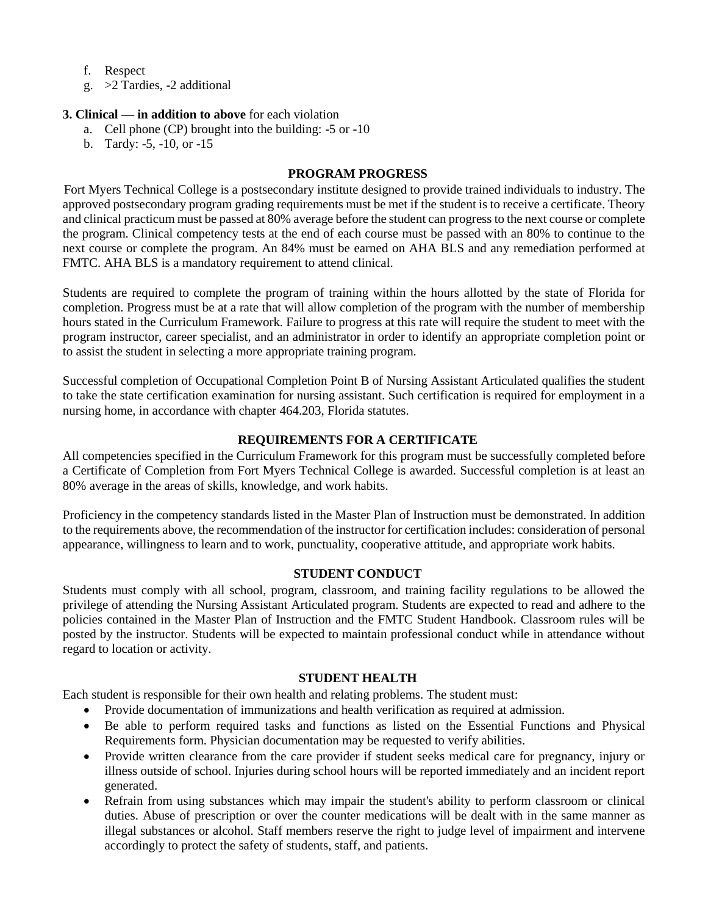f. Respect
g. >2 Tardies, -2 additional

**3. Clinical — in addition to above** for each violation

a. Cell phone (CP) brought into the building: -5 or -10
b. Tardy: -5, -10, or -15

## PROGRAM PROGRESS

Fort Myers Technical College is a postsecondary institute designed to provide trained individuals to industry. The approved postsecondary program grading requirements must be met if the student is to receive a certificate. Theory and clinical practicum must be passed at 80% average before the student can progress to the next course or complete the program. Clinical competency tests at the end of each course must be passed with an 80% to continue to the next course or complete the program. An 84% must be earned on AHA BLS and any remediation performed at FMTC. AHA BLS is a mandatory requirement to attend clinical.

Students are required to complete the program of training within the hours allotted by the state of Florida for completion. Progress must be at a rate that will allow completion of the program with the number of membership hours stated in the Curriculum Framework. Failure to progress at this rate will require the student to meet with the program instructor, career specialist, and an administrator in order to identify an appropriate completion point or to assist the student in selecting a more appropriate training program.

Successful completion of Occupational Completion Point B of Nursing Assistant Articulated qualifies the student to take the state certification examination for nursing assistant. Such certification is required for employment in a nursing home, in accordance with chapter 464.203, Florida statutes.

## REQUIREMENTS FOR A CERTIFICATE

All competencies specified in the Curriculum Framework for this program must be successfully completed before a Certificate of Completion from Fort Myers Technical College is awarded. Successful completion is at least an 80% average in the areas of skills, knowledge, and work habits.

Proficiency in the competency standards listed in the Master Plan of Instruction must be demonstrated. In addition to the requirements above, the recommendation of the instructor for certification includes: consideration of personal appearance, willingness to learn and to work, punctuality, cooperative attitude, and appropriate work habits.

## STUDENT CONDUCT

Students must comply with all school, program, classroom, and training facility regulations to be allowed the privilege of attending the Nursing Assistant Articulated program. Students are expected to read and adhere to the policies contained in the Master Plan of Instruction and the FMTC Student Handbook. Classroom rules will be posted by the instructor. Students will be expected to maintain professional conduct while in attendance without regard to location or activity.

## STUDENT HEALTH

Each student is responsible for their own health and relating problems. The student must:

- Provide documentation of immunizations and health verification as required at admission.
- Be able to perform required tasks and functions as listed on the Essential Functions and Physical Requirements form. Physician documentation may be requested to verify abilities.
- Provide written clearance from the care provider if student seeks medical care for pregnancy, injury or illness outside of school. Injuries during school hours will be reported immediately and an incident report generated.
- Refrain from using substances which may impair the student's ability to perform classroom or clinical duties. Abuse of prescription or over the counter medications will be dealt with in the same manner as illegal substances or alcohol. Staff members reserve the right to judge level of impairment and intervene accordingly to protect the safety of students, staff, and patients.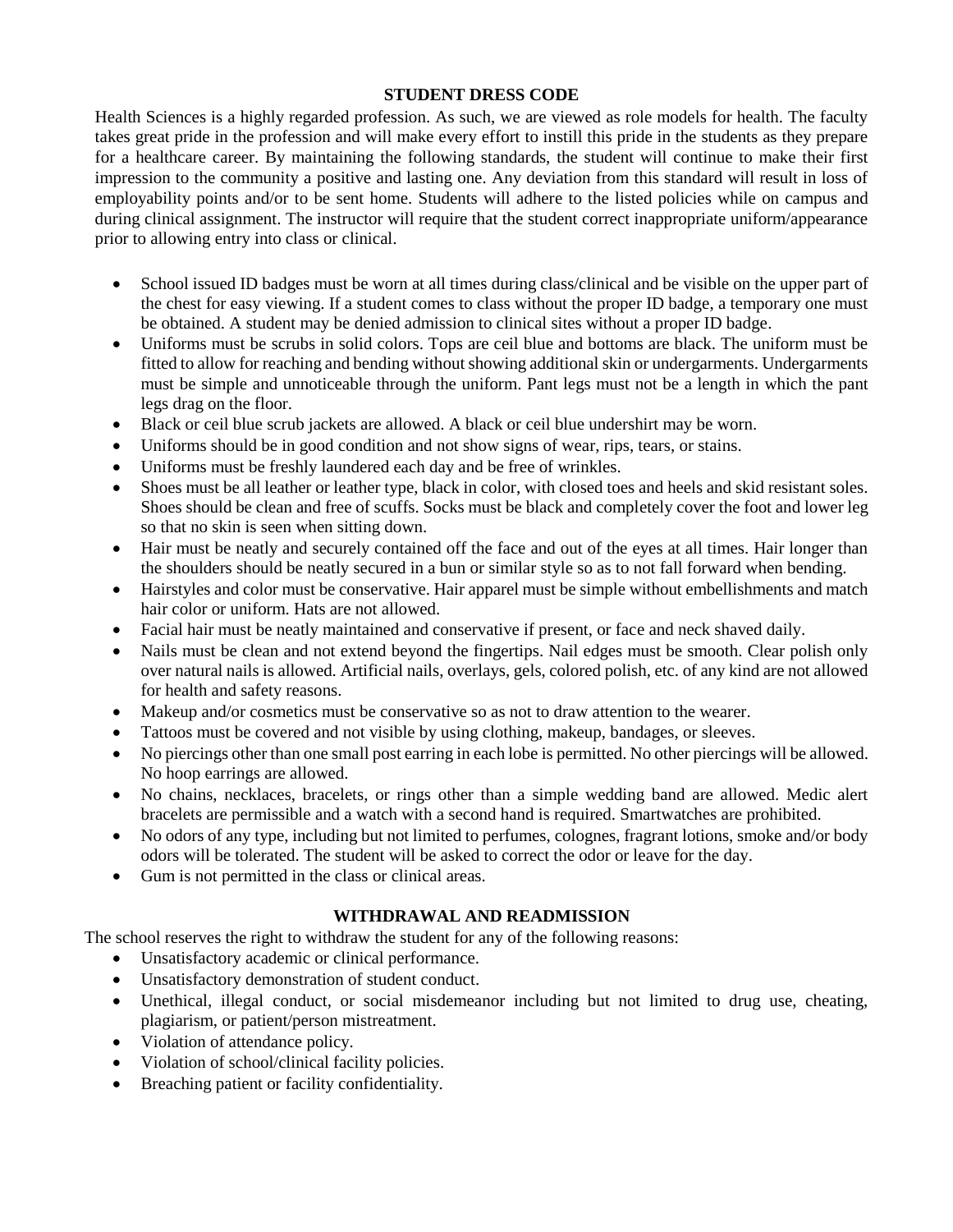## STUDENT DRESS CODE

Health Sciences is a highly regarded profession. As such, we are viewed as role models for health. The faculty takes great pride in the profession and will make every effort to instill this pride in the students as they prepare for a healthcare career. By maintaining the following standards, the student will continue to make their first impression to the community a positive and lasting one. Any deviation from this standard will result in loss of employability points and/or to be sent home. Students will adhere to the listed policies while on campus and during clinical assignment. The instructor will require that the student correct inappropriate uniform/appearance prior to allowing entry into class or clinical.

- School issued ID badges must be worn at all times during class/clinical and be visible on the upper part of the chest for easy viewing. If a student comes to class without the proper ID badge, a temporary one must be obtained. A student may be denied admission to clinical sites without a proper ID badge.
- Uniforms must be scrubs in solid colors. Tops are ceil blue and bottoms are black. The uniform must be fitted to allow for reaching and bending without showing additional skin or undergarments. Undergarments must be simple and unnoticeable through the uniform. Pant legs must not be a length in which the pant legs drag on the floor.
- Black or ceil blue scrub jackets are allowed. A black or ceil blue undershirt may be worn.
- Uniforms should be in good condition and not show signs of wear, rips, tears, or stains.
- Uniforms must be freshly laundered each day and be free of wrinkles.
- Shoes must be all leather or leather type, black in color, with closed toes and heels and skid resistant soles. Shoes should be clean and free of scuffs. Socks must be black and completely cover the foot and lower leg so that no skin is seen when sitting down.
- Hair must be neatly and securely contained off the face and out of the eyes at all times. Hair longer than the shoulders should be neatly secured in a bun or similar style so as to not fall forward when bending.
- Hairstyles and color must be conservative. Hair apparel must be simple without embellishments and match hair color or uniform. Hats are not allowed.
- Facial hair must be neatly maintained and conservative if present, or face and neck shaved daily.
- Nails must be clean and not extend beyond the fingertips. Nail edges must be smooth. Clear polish only over natural nails is allowed. Artificial nails, overlays, gels, colored polish, etc. of any kind are not allowed for health and safety reasons.
- Makeup and/or cosmetics must be conservative so as not to draw attention to the wearer.
- Tattoos must be covered and not visible by using clothing, makeup, bandages, or sleeves.
- No piercings other than one small post earring in each lobe is permitted. No other piercings will be allowed. No hoop earrings are allowed.
- No chains, necklaces, bracelets, or rings other than a simple wedding band are allowed. Medic alert bracelets are permissible and a watch with a second hand is required. Smartwatches are prohibited.
- No odors of any type, including but not limited to perfumes, colognes, fragrant lotions, smoke and/or body odors will be tolerated. The student will be asked to correct the odor or leave for the day.
- Gum is not permitted in the class or clinical areas.

## WITHDRAWAL AND READMISSION

The school reserves the right to withdraw the student for any of the following reasons:

- Unsatisfactory academic or clinical performance.
- Unsatisfactory demonstration of student conduct.
- Unethical, illegal conduct, or social misdemeanor including but not limited to drug use, cheating, plagiarism, or patient/person mistreatment.
- Violation of attendance policy.
- Violation of school/clinical facility policies.
- Breaching patient or facility confidentiality.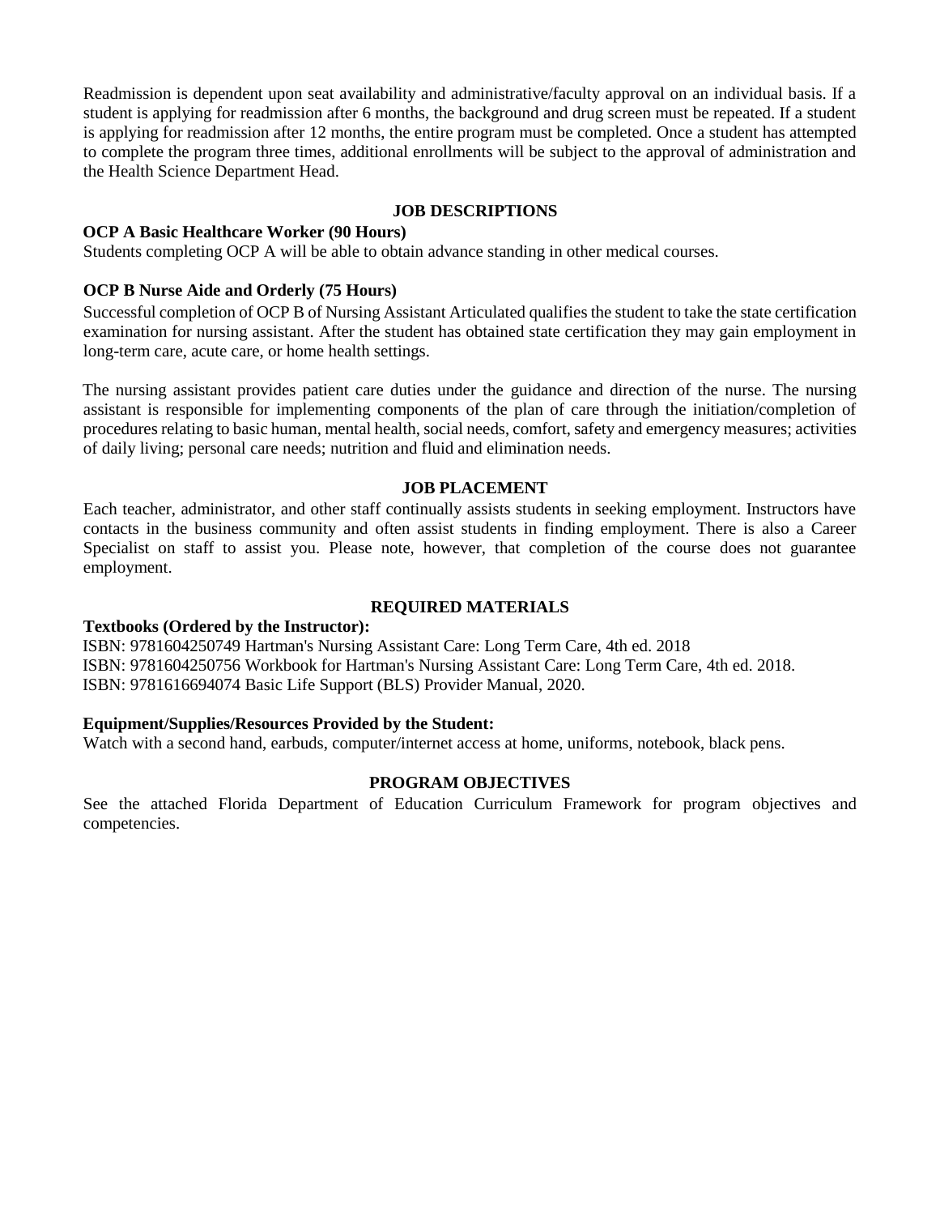Readmission is dependent upon seat availability and administrative/faculty approval on an individual basis. If a student is applying for readmission after 6 months, the background and drug screen must be repeated. If a student is applying for readmission after 12 months, the entire program must be completed. Once a student has attempted to complete the program three times, additional enrollments will be subject to the approval of administration and the Health Science Department Head.

## JOB DESCRIPTIONS

**OCP A Basic Healthcare Worker (90 Hours)**

Students completing OCP A will be able to obtain advance standing in other medical courses.

**OCP B Nurse Aide and Orderly (75 Hours)**

Successful completion of OCP B of Nursing Assistant Articulated qualifies the student to take the state certification examination for nursing assistant. After the student has obtained state certification they may gain employment in long-term care, acute care, or home health settings.

The nursing assistant provides patient care duties under the guidance and direction of the nurse. The nursing assistant is responsible for implementing components of the plan of care through the initiation/completion of procedures relating to basic human, mental health, social needs, comfort, safety and emergency measures; activities of daily living; personal care needs; nutrition and fluid and elimination needs.

## JOB PLACEMENT

Each teacher, administrator, and other staff continually assists students in seeking employment. Instructors have contacts in the business community and often assist students in finding employment. There is also a Career Specialist on staff to assist you. Please note, however, that completion of the course does not guarantee employment.

## REQUIRED MATERIALS

**Textbooks (Ordered by the Instructor):**

ISBN: 9781604250749 Hartman's Nursing Assistant Care: Long Term Care, 4th ed. 2018
ISBN: 9781604250756 Workbook for Hartman's Nursing Assistant Care: Long Term Care, 4th ed. 2018.
ISBN: 9781616694074 Basic Life Support (BLS) Provider Manual, 2020.

**Equipment/Supplies/Resources Provided by the Student:**

Watch with a second hand, earbuds, computer/internet access at home, uniforms, notebook, black pens.

## PROGRAM OBJECTIVES

See the attached Florida Department of Education Curriculum Framework for program objectives and competencies.